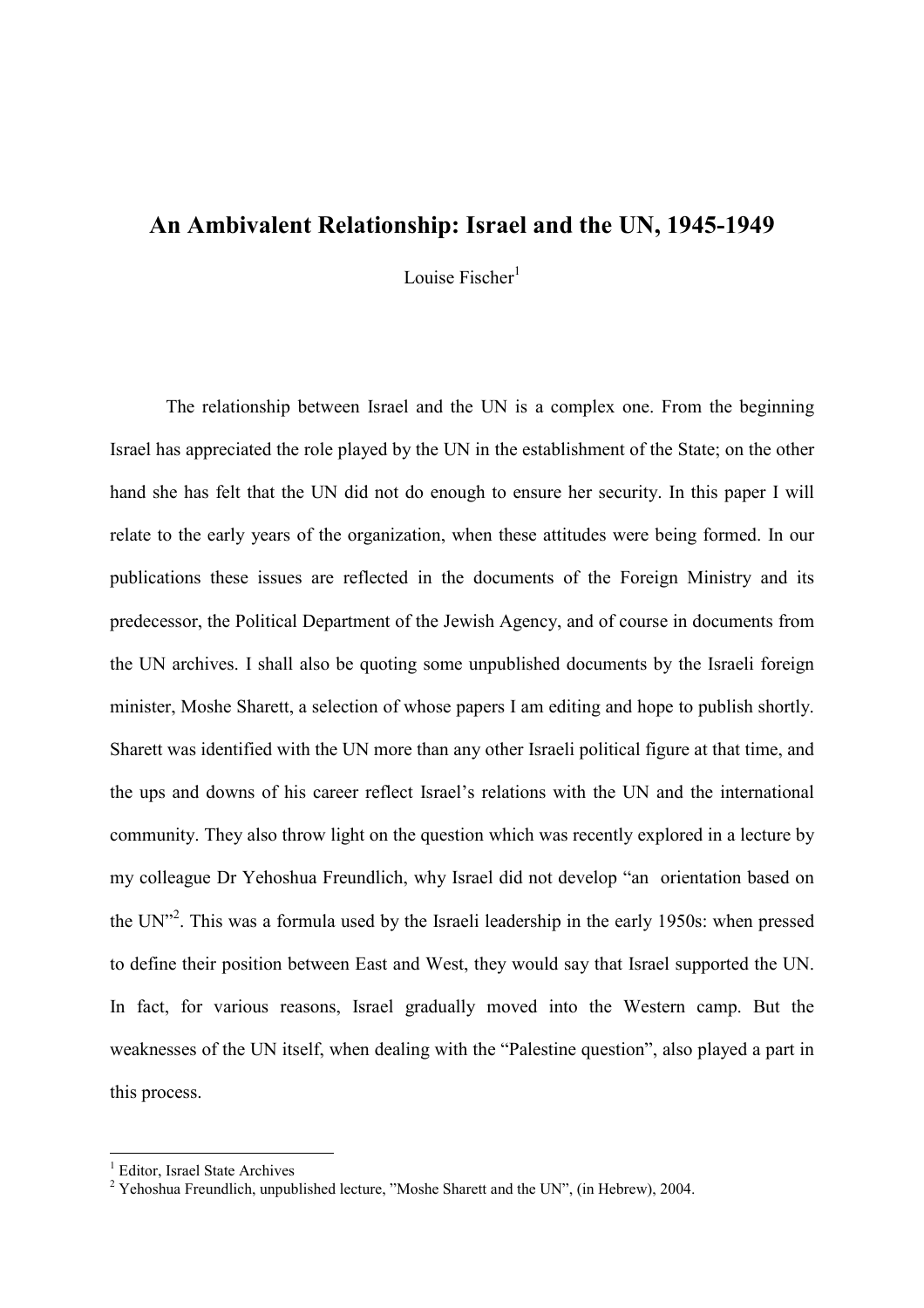# An Ambivalent Relationship: Israel and the UN, 1945-1949

Louise Fischer[1]

The relationship between Israel and the UN is a complex one. From the beginning Israel has appreciated the role played by the UN in the establishment of the State; on the other hand she has felt that the UN did not do enough to ensure her security. In this paper I will relate to the early years of the organization, when these attitudes were being formed. In our publications these issues are reflected in the documents of the Foreign Ministry and its predecessor, the Political Department of the Jewish Agency, and of course in documents from the UN archives. I shall also be quoting some unpublished documents by the Israeli foreign minister, Moshe Sharett, a selection of whose papers I am editing and hope to publish shortly. Sharett was identified with the UN more than any other Israeli political figure at that time, and the ups and downs of his career reflect Israel's relations with the UN and the international community. They also throw light on the question which was recently explored in a lecture by my colleague Dr Yehoshua Freundlich, why Israel did not develop "an orientation based on the UN"[2]. This was a formula used by the Israeli leadership in the early 1950s: when pressed to define their position between East and West, they would say that Israel supported the UN. In fact, for various reasons, Israel gradually moved into the Western camp. But the weaknesses of the UN itself, when dealing with the "Palestine question", also played a part in this process.

---

[1] Editor, Israel State Archives

[2] Yehoshua Freundlich, unpublished lecture, "Moshe Sharett and the UN", (in Hebrew), 2004.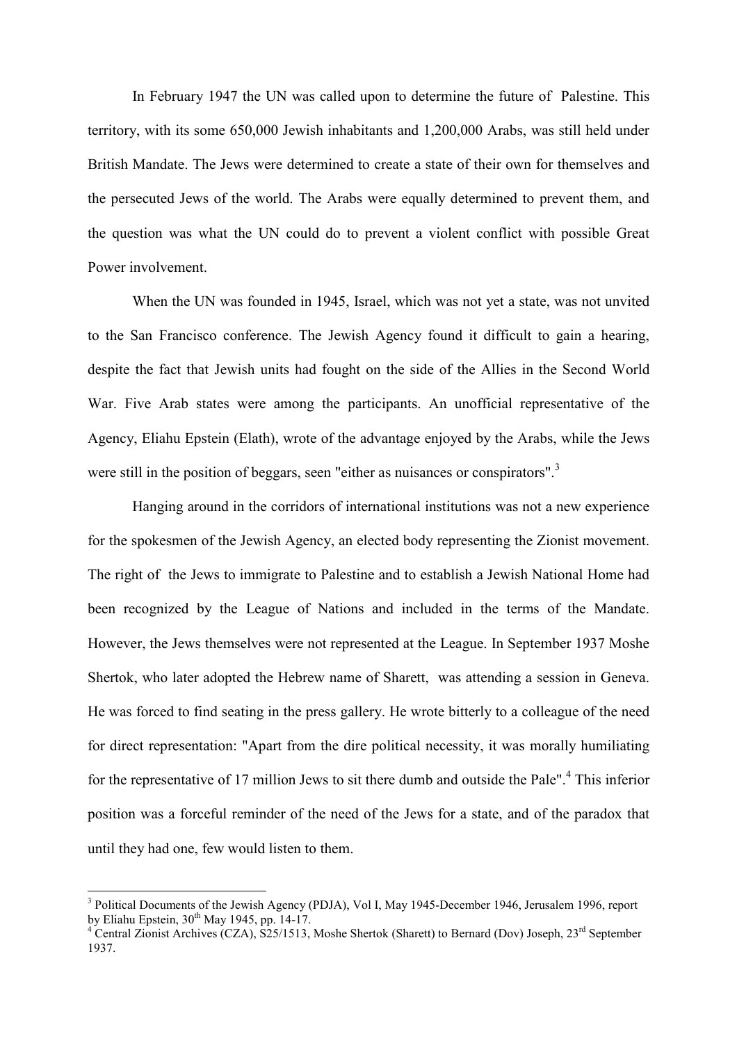In February 1947 the UN was called upon to determine the future of Palestine. This territory, with its some 650,000 Jewish inhabitants and 1,200,000 Arabs, was still held under British Mandate. The Jews were determined to create a state of their own for themselves and the persecuted Jews of the world. The Arabs were equally determined to prevent them, and the question was what the UN could do to prevent a violent conflict with possible Great Power involvement.

When the UN was founded in 1945, Israel, which was not yet a state, was not unvited to the San Francisco conference. The Jewish Agency found it difficult to gain a hearing, despite the fact that Jewish units had fought on the side of the Allies in the Second World War. Five Arab states were among the participants. An unofficial representative of the Agency, Eliahu Epstein (Elath), wrote of the advantage enjoyed by the Arabs, while the Jews were still in the position of beggars, seen "either as nuisances or conspirators".[3]

Hanging around in the corridors of international institutions was not a new experience for the spokesmen of the Jewish Agency, an elected body representing the Zionist movement. The right of the Jews to immigrate to Palestine and to establish a Jewish National Home had been recognized by the League of Nations and included in the terms of the Mandate. However, the Jews themselves were not represented at the League. In September 1937 Moshe Shertok, who later adopted the Hebrew name of Sharett, was attending a session in Geneva. He was forced to find seating in the press gallery. He wrote bitterly to a colleague of the need for direct representation: "Apart from the dire political necessity, it was morally humiliating for the representative of 17 million Jews to sit there dumb and outside the Pale".[4] This inferior position was a forceful reminder of the need of the Jews for a state, and of the paradox that until they had one, few would listen to them.

---

[3] Political Documents of the Jewish Agency (PDJA), Vol I, May 1945-December 1946, Jerusalem 1996, report by Eliahu Epstein, 30th May 1945, pp. 14-17.

[4] Central Zionist Archives (CZA), S25/1513, Moshe Shertok (Sharett) to Bernard (Dov) Joseph, 23rd September 1937.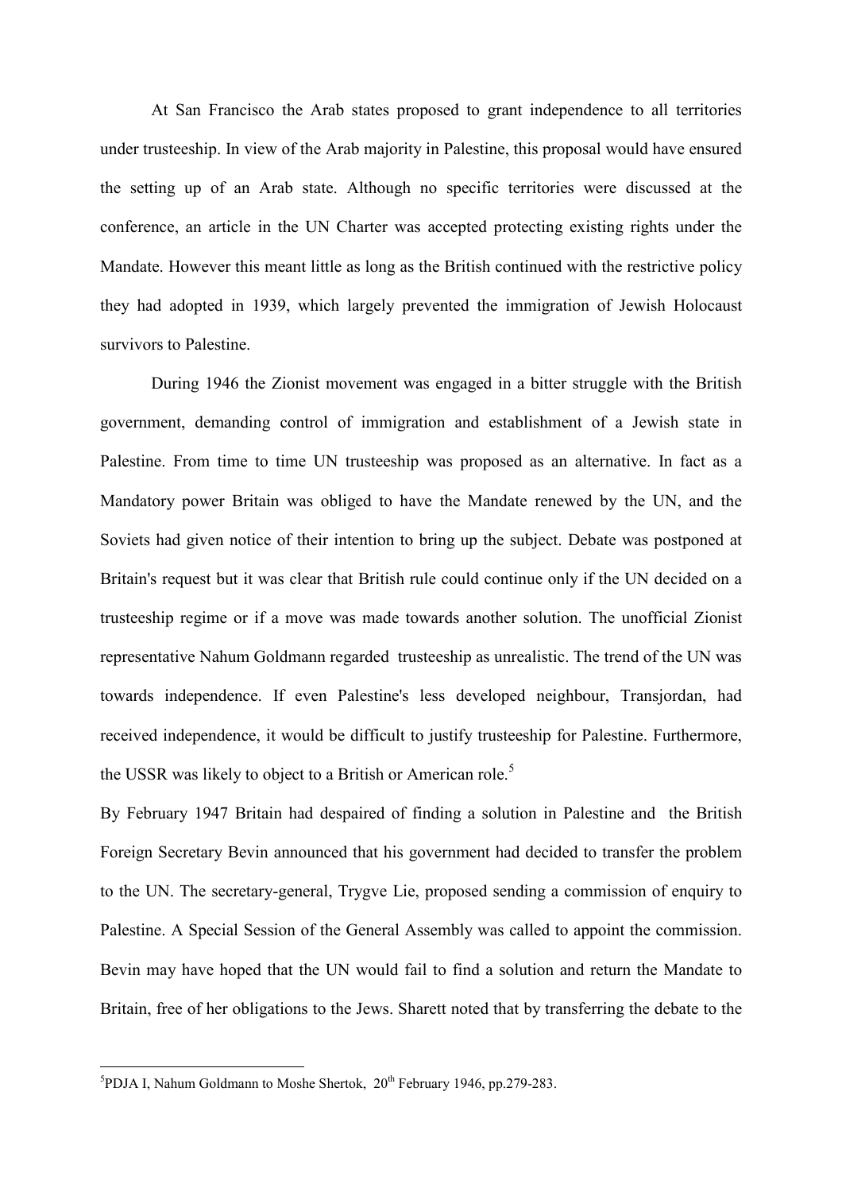At San Francisco the Arab states proposed to grant independence to all territories under trusteeship. In view of the Arab majority in Palestine, this proposal would have ensured the setting up of an Arab state. Although no specific territories were discussed at the conference, an article in the UN Charter was accepted protecting existing rights under the Mandate. However this meant little as long as the British continued with the restrictive policy they had adopted in 1939, which largely prevented the immigration of Jewish Holocaust survivors to Palestine.

During 1946 the Zionist movement was engaged in a bitter struggle with the British government, demanding control of immigration and establishment of a Jewish state in Palestine. From time to time UN trusteeship was proposed as an alternative. In fact as a Mandatory power Britain was obliged to have the Mandate renewed by the UN, and the Soviets had given notice of their intention to bring up the subject. Debate was postponed at Britain's request but it was clear that British rule could continue only if the UN decided on a trusteeship regime or if a move was made towards another solution. The unofficial Zionist representative Nahum Goldmann regarded trusteeship as unrealistic. The trend of the UN was towards independence. If even Palestine's less developed neighbour, Transjordan, had received independence, it would be difficult to justify trusteeship for Palestine. Furthermore, the USSR was likely to object to a British or American role.[5]

By February 1947 Britain had despaired of finding a solution in Palestine and the British Foreign Secretary Bevin announced that his government had decided to transfer the problem to the UN. The secretary-general, Trygve Lie, proposed sending a commission of enquiry to Palestine. A Special Session of the General Assembly was called to appoint the commission. Bevin may have hoped that the UN would fail to find a solution and return the Mandate to Britain, free of her obligations to the Jews. Sharett noted that by transferring the debate to the

---

[5] PDJA I, Nahum Goldmann to Moshe Shertok, 20th February 1946, pp.279-283.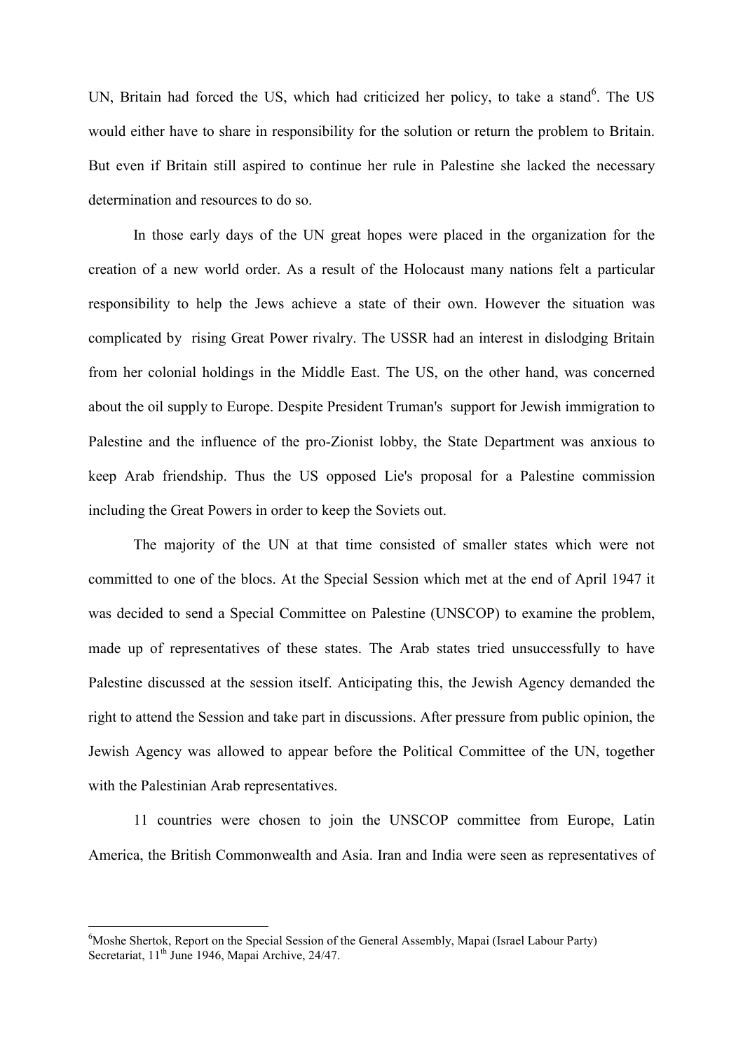UN, Britain had forced the US, which had criticized her policy, to take a stand[6]. The US would either have to share in responsibility for the solution or return the problem to Britain. But even if Britain still aspired to continue her rule in Palestine she lacked the necessary determination and resources to do so.

In those early days of the UN great hopes were placed in the organization for the creation of a new world order. As a result of the Holocaust many nations felt a particular responsibility to help the Jews achieve a state of their own. However the situation was complicated by rising Great Power rivalry. The USSR had an interest in dislodging Britain from her colonial holdings in the Middle East. The US, on the other hand, was concerned about the oil supply to Europe. Despite President Truman's support for Jewish immigration to Palestine and the influence of the pro-Zionist lobby, the State Department was anxious to keep Arab friendship. Thus the US opposed Lie's proposal for a Palestine commission including the Great Powers in order to keep the Soviets out.

The majority of the UN at that time consisted of smaller states which were not committed to one of the blocs. At the Special Session which met at the end of April 1947 it was decided to send a Special Committee on Palestine (UNSCOP) to examine the problem, made up of representatives of these states. The Arab states tried unsuccessfully to have Palestine discussed at the session itself. Anticipating this, the Jewish Agency demanded the right to attend the Session and take part in discussions. After pressure from public opinion, the Jewish Agency was allowed to appear before the Political Committee of the UN, together with the Palestinian Arab representatives.

11 countries were chosen to join the UNSCOP committee from Europe, Latin America, the British Commonwealth and Asia. Iran and India were seen as representatives of

---

[6] Moshe Shertok, Report on the Special Session of the General Assembly, Mapai (Israel Labour Party) Secretariat, 11th June 1946, Mapai Archive, 24/47.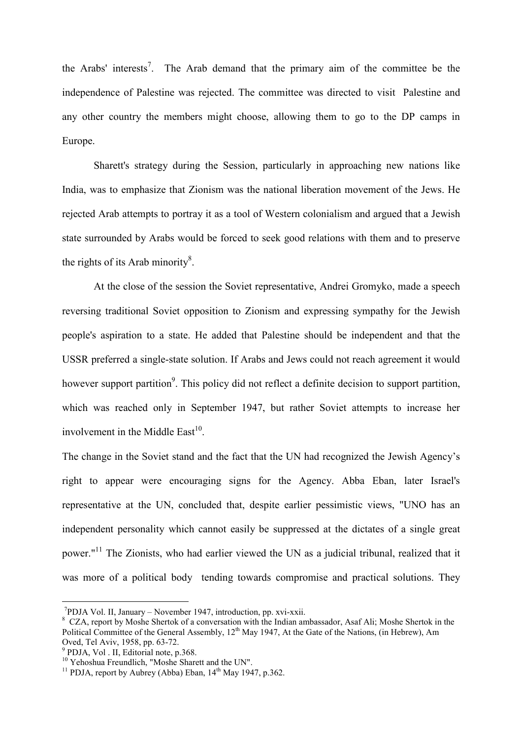the Arabs' interests[7]. The Arab demand that the primary aim of the committee be the independence of Palestine was rejected. The committee was directed to visit Palestine and any other country the members might choose, allowing them to go to the DP camps in Europe.

Sharett's strategy during the Session, particularly in approaching new nations like India, was to emphasize that Zionism was the national liberation movement of the Jews. He rejected Arab attempts to portray it as a tool of Western colonialism and argued that a Jewish state surrounded by Arabs would be forced to seek good relations with them and to preserve the rights of its Arab minority[8].

At the close of the session the Soviet representative, Andrei Gromyko, made a speech reversing traditional Soviet opposition to Zionism and expressing sympathy for the Jewish people's aspiration to a state. He added that Palestine should be independent and that the USSR preferred a single-state solution. If Arabs and Jews could not reach agreement it would however support partition[9]. This policy did not reflect a definite decision to support partition, which was reached only in September 1947, but rather Soviet attempts to increase her involvement in the Middle East[10].

The change in the Soviet stand and the fact that the UN had recognized the Jewish Agency's right to appear were encouraging signs for the Agency. Abba Eban, later Israel's representative at the UN, concluded that, despite earlier pessimistic views, "UNO has an independent personality which cannot easily be suppressed at the dictates of a single great power."[11] The Zionists, who had earlier viewed the UN as a judicial tribunal, realized that it was more of a political body tending towards compromise and practical solutions. They

---

[7] PDJA Vol. II, January – November 1947, introduction, pp. xvi-xxii.

[8] CZA, report by Moshe Shertok of a conversation with the Indian ambassador, Asaf Ali; Moshe Shertok in the Political Committee of the General Assembly, 12th May 1947, At the Gate of the Nations, (in Hebrew), Am Oved, Tel Aviv, 1958, pp. 63-72.

[9] PDJA, Vol . II, Editorial note, p.368.

[10] Yehoshua Freundlich, "Moshe Sharett and the UN".

[11] PDJA, report by Aubrey (Abba) Eban, 14th May 1947, p.362.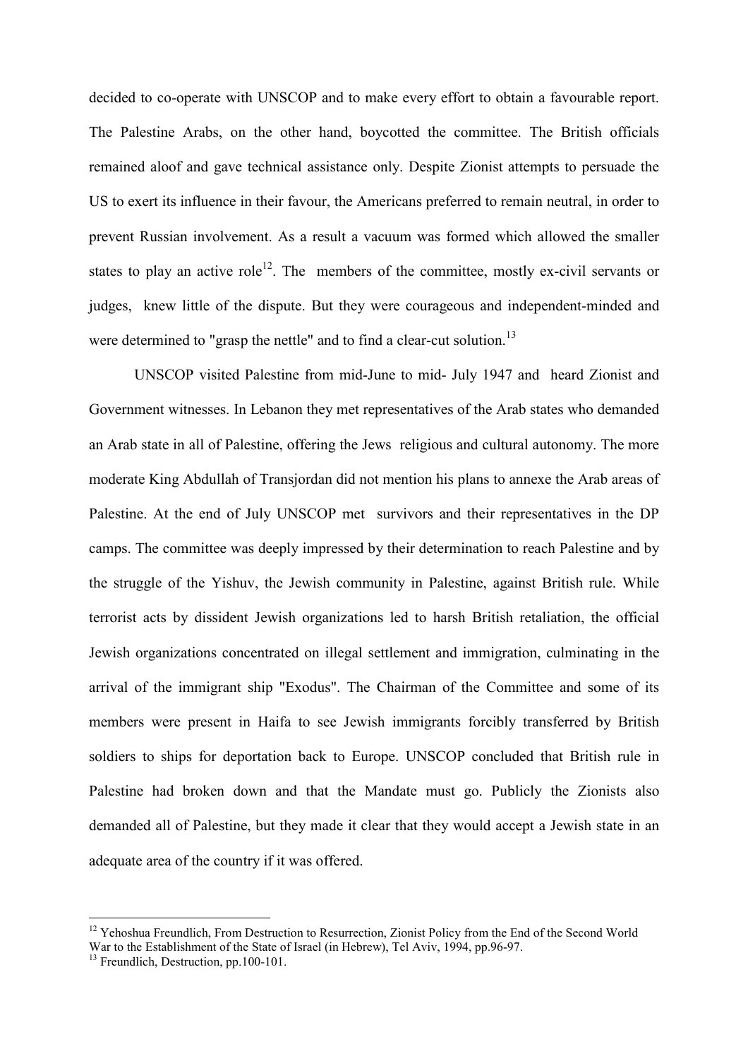decided to co-operate with UNSCOP and to make every effort to obtain a favourable report. The Palestine Arabs, on the other hand, boycotted the committee. The British officials remained aloof and gave technical assistance only. Despite Zionist attempts to persuade the US to exert its influence in their favour, the Americans preferred to remain neutral, in order to prevent Russian involvement. As a result a vacuum was formed which allowed the smaller states to play an active role[12]. The members of the committee, mostly ex-civil servants or judges, knew little of the dispute. But they were courageous and independent-minded and were determined to "grasp the nettle" and to find a clear-cut solution.[13]

UNSCOP visited Palestine from mid-June to mid- July 1947 and heard Zionist and Government witnesses. In Lebanon they met representatives of the Arab states who demanded an Arab state in all of Palestine, offering the Jews religious and cultural autonomy. The more moderate King Abdullah of Transjordan did not mention his plans to annexe the Arab areas of Palestine. At the end of July UNSCOP met survivors and their representatives in the DP camps. The committee was deeply impressed by their determination to reach Palestine and by the struggle of the Yishuv, the Jewish community in Palestine, against British rule. While terrorist acts by dissident Jewish organizations led to harsh British retaliation, the official Jewish organizations concentrated on illegal settlement and immigration, culminating in the arrival of the immigrant ship "Exodus". The Chairman of the Committee and some of its members were present in Haifa to see Jewish immigrants forcibly transferred by British soldiers to ships for deportation back to Europe. UNSCOP concluded that British rule in Palestine had broken down and that the Mandate must go. Publicly the Zionists also demanded all of Palestine, but they made it clear that they would accept a Jewish state in an adequate area of the country if it was offered.

---

[12] Yehoshua Freundlich, From Destruction to Resurrection, Zionist Policy from the End of the Second World War to the Establishment of the State of Israel (in Hebrew), Tel Aviv, 1994, pp.96-97.

[13] Freundlich, Destruction, pp.100-101.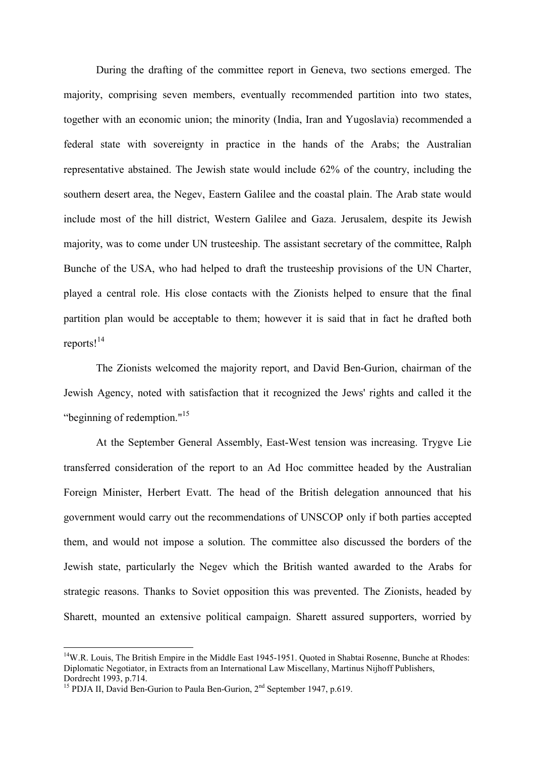During the drafting of the committee report in Geneva, two sections emerged. The majority, comprising seven members, eventually recommended partition into two states, together with an economic union; the minority (India, Iran and Yugoslavia) recommended a federal state with sovereignty in practice in the hands of the Arabs; the Australian representative abstained. The Jewish state would include 62% of the country, including the southern desert area, the Negev, Eastern Galilee and the coastal plain. The Arab state would include most of the hill district, Western Galilee and Gaza. Jerusalem, despite its Jewish majority, was to come under UN trusteeship. The assistant secretary of the committee, Ralph Bunche of the USA, who had helped to draft the trusteeship provisions of the UN Charter, played a central role. His close contacts with the Zionists helped to ensure that the final partition plan would be acceptable to them; however it is said that in fact he drafted both reports![14]

The Zionists welcomed the majority report, and David Ben-Gurion, chairman of the Jewish Agency, noted with satisfaction that it recognized the Jews' rights and called it the "beginning of redemption."[15]

At the September General Assembly, East-West tension was increasing. Trygve Lie transferred consideration of the report to an Ad Hoc committee headed by the Australian Foreign Minister, Herbert Evatt. The head of the British delegation announced that his government would carry out the recommendations of UNSCOP only if both parties accepted them, and would not impose a solution. The committee also discussed the borders of the Jewish state, particularly the Negev which the British wanted awarded to the Arabs for strategic reasons. Thanks to Soviet opposition this was prevented. The Zionists, headed by Sharett, mounted an extensive political campaign. Sharett assured supporters, worried by

---

[14] W.R. Louis, The British Empire in the Middle East 1945-1951. Quoted in Shabtai Rosenne, Bunche at Rhodes: Diplomatic Negotiator, in Extracts from an International Law Miscellany, Martinus Nijhoff Publishers, Dordrecht 1993, p.714.

[15] PDJA II, David Ben-Gurion to Paula Ben-Gurion, 2nd September 1947, p.619.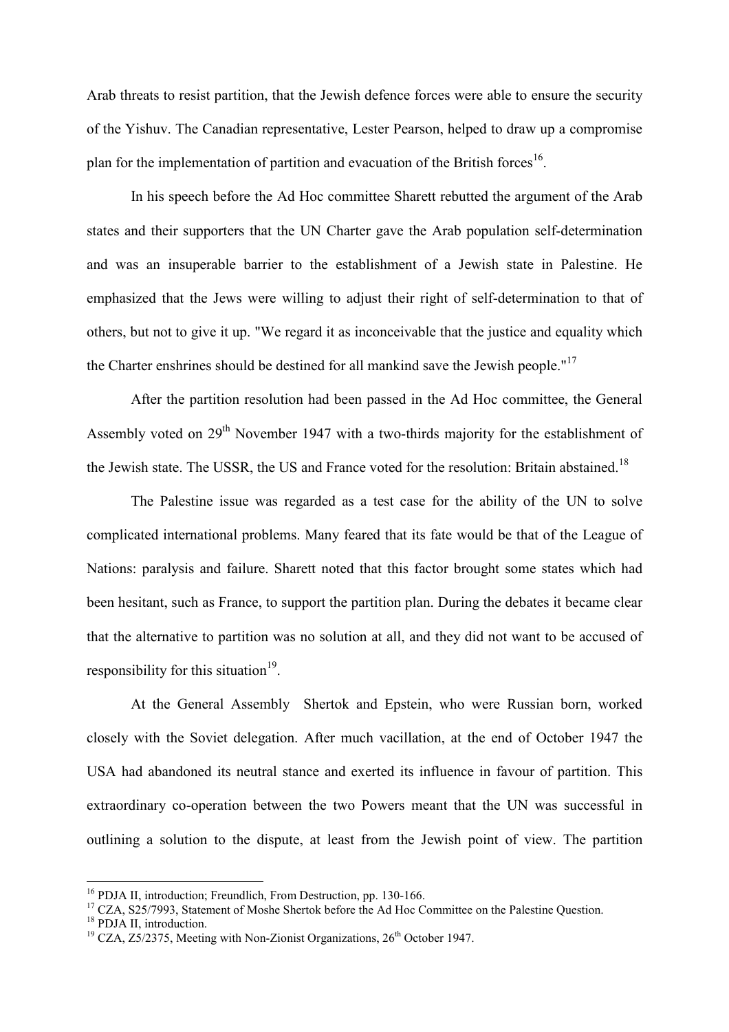Arab threats to resist partition, that the Jewish defence forces were able to ensure the security of the Yishuv. The Canadian representative, Lester Pearson, helped to draw up a compromise plan for the implementation of partition and evacuation of the British forces[16].

In his speech before the Ad Hoc committee Sharett rebutted the argument of the Arab states and their supporters that the UN Charter gave the Arab population self-determination and was an insuperable barrier to the establishment of a Jewish state in Palestine. He emphasized that the Jews were willing to adjust their right of self-determination to that of others, but not to give it up. "We regard it as inconceivable that the justice and equality which the Charter enshrines should be destined for all mankind save the Jewish people."[17]

After the partition resolution had been passed in the Ad Hoc committee, the General Assembly voted on 29th November 1947 with a two-thirds majority for the establishment of the Jewish state. The USSR, the US and France voted for the resolution: Britain abstained.[18]

The Palestine issue was regarded as a test case for the ability of the UN to solve complicated international problems. Many feared that its fate would be that of the League of Nations: paralysis and failure. Sharett noted that this factor brought some states which had been hesitant, such as France, to support the partition plan. During the debates it became clear that the alternative to partition was no solution at all, and they did not want to be accused of responsibility for this situation[19].

At the General Assembly Shertok and Epstein, who were Russian born, worked closely with the Soviet delegation. After much vacillation, at the end of October 1947 the USA had abandoned its neutral stance and exerted its influence in favour of partition. This extraordinary co-operation between the two Powers meant that the UN was successful in outlining a solution to the dispute, at least from the Jewish point of view. The partition

---

[16] PDJA II, introduction; Freundlich, From Destruction, pp. 130-166.

[17] CZA, S25/7993, Statement of Moshe Shertok before the Ad Hoc Committee on the Palestine Question.

[18] PDJA II, introduction.

[19] CZA, Z5/2375, Meeting with Non-Zionist Organizations, 26th October 1947.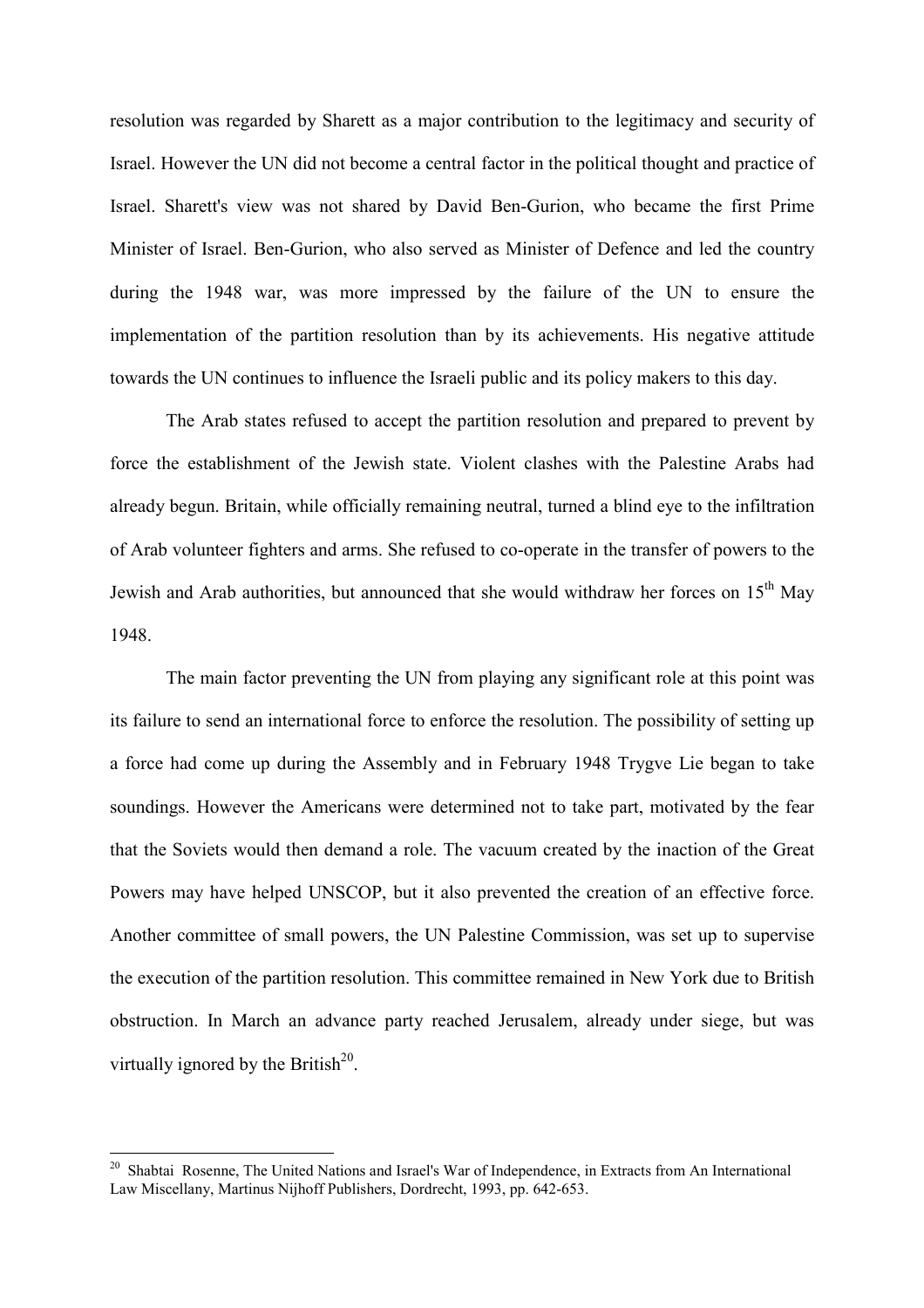resolution was regarded by Sharett as a major contribution to the legitimacy and security of Israel. However the UN did not become a central factor in the political thought and practice of Israel. Sharett's view was not shared by David Ben-Gurion, who became the first Prime Minister of Israel. Ben-Gurion, who also served as Minister of Defence and led the country during the 1948 war, was more impressed by the failure of the UN to ensure the implementation of the partition resolution than by its achievements. His negative attitude towards the UN continues to influence the Israeli public and its policy makers to this day.

The Arab states refused to accept the partition resolution and prepared to prevent by force the establishment of the Jewish state. Violent clashes with the Palestine Arabs had already begun. Britain, while officially remaining neutral, turned a blind eye to the infiltration of Arab volunteer fighters and arms. She refused to co-operate in the transfer of powers to the Jewish and Arab authorities, but announced that she would withdraw her forces on 15th May 1948.

The main factor preventing the UN from playing any significant role at this point was its failure to send an international force to enforce the resolution. The possibility of setting up a force had come up during the Assembly and in February 1948 Trygve Lie began to take soundings. However the Americans were determined not to take part, motivated by the fear that the Soviets would then demand a role. The vacuum created by the inaction of the Great Powers may have helped UNSCOP, but it also prevented the creation of an effective force. Another committee of small powers, the UN Palestine Commission, was set up to supervise the execution of the partition resolution. This committee remained in New York due to British obstruction. In March an advance party reached Jerusalem, already under siege, but was virtually ignored by the British[20].

---

[20] Shabtai Rosenne, The United Nations and Israel's War of Independence, in Extracts from An International Law Miscellany, Martinus Nijhoff Publishers, Dordrecht, 1993, pp. 642-653.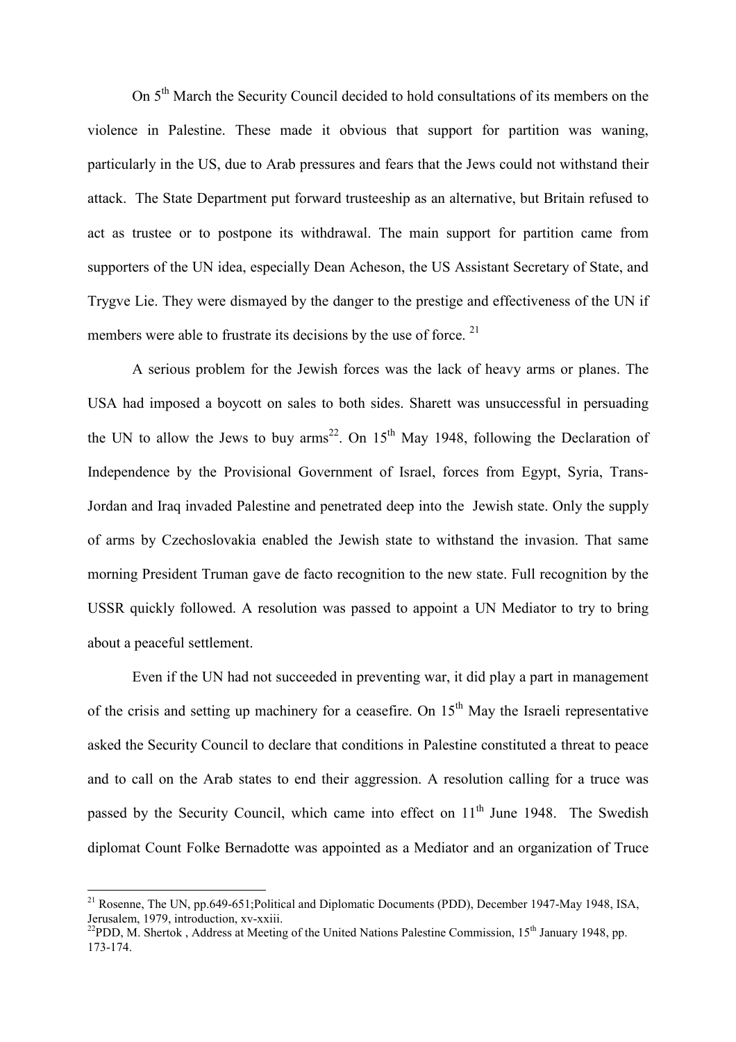On 5th March the Security Council decided to hold consultations of its members on the violence in Palestine. These made it obvious that support for partition was waning, particularly in the US, due to Arab pressures and fears that the Jews could not withstand their attack. The State Department put forward trusteeship as an alternative, but Britain refused to act as trustee or to postpone its withdrawal. The main support for partition came from supporters of the UN idea, especially Dean Acheson, the US Assistant Secretary of State, and Trygve Lie. They were dismayed by the danger to the prestige and effectiveness of the UN if members were able to frustrate its decisions by the use of force. [21]

A serious problem for the Jewish forces was the lack of heavy arms or planes. The USA had imposed a boycott on sales to both sides. Sharett was unsuccessful in persuading the UN to allow the Jews to buy arms[22]. On 15th May 1948, following the Declaration of Independence by the Provisional Government of Israel, forces from Egypt, Syria, Trans-Jordan and Iraq invaded Palestine and penetrated deep into the Jewish state. Only the supply of arms by Czechoslovakia enabled the Jewish state to withstand the invasion. That same morning President Truman gave de facto recognition to the new state. Full recognition by the USSR quickly followed. A resolution was passed to appoint a UN Mediator to try to bring about a peaceful settlement.

Even if the UN had not succeeded in preventing war, it did play a part in management of the crisis and setting up machinery for a ceasefire. On 15th May the Israeli representative asked the Security Council to declare that conditions in Palestine constituted a threat to peace and to call on the Arab states to end their aggression. A resolution calling for a truce was passed by the Security Council, which came into effect on 11th June 1948. The Swedish diplomat Count Folke Bernadotte was appointed as a Mediator and an organization of Truce

---

[21] Rosenne, The UN, pp.649-651;Political and Diplomatic Documents (PDD), December 1947-May 1948, ISA, Jerusalem, 1979, introduction, xv-xxiii.

[22] PDD, M. Shertok , Address at Meeting of the United Nations Palestine Commission, 15th January 1948, pp. 173-174.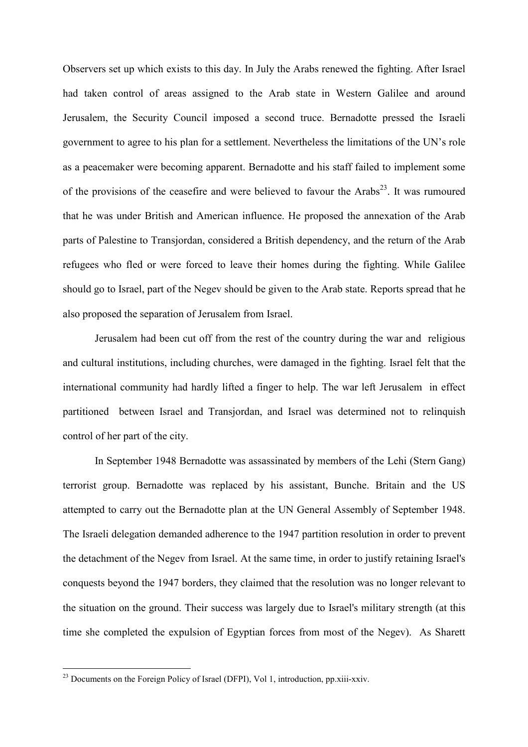Observers set up which exists to this day. In July the Arabs renewed the fighting. After Israel had taken control of areas assigned to the Arab state in Western Galilee and around Jerusalem, the Security Council imposed a second truce. Bernadotte pressed the Israeli government to agree to his plan for a settlement. Nevertheless the limitations of the UN's role as a peacemaker were becoming apparent. Bernadotte and his staff failed to implement some of the provisions of the ceasefire and were believed to favour the Arabs[23]. It was rumoured that he was under British and American influence. He proposed the annexation of the Arab parts of Palestine to Transjordan, considered a British dependency, and the return of the Arab refugees who fled or were forced to leave their homes during the fighting. While Galilee should go to Israel, part of the Negev should be given to the Arab state. Reports spread that he also proposed the separation of Jerusalem from Israel.

Jerusalem had been cut off from the rest of the country during the war and religious and cultural institutions, including churches, were damaged in the fighting. Israel felt that the international community had hardly lifted a finger to help. The war left Jerusalem in effect partitioned between Israel and Transjordan, and Israel was determined not to relinquish control of her part of the city.

In September 1948 Bernadotte was assassinated by members of the Lehi (Stern Gang) terrorist group. Bernadotte was replaced by his assistant, Bunche. Britain and the US attempted to carry out the Bernadotte plan at the UN General Assembly of September 1948. The Israeli delegation demanded adherence to the 1947 partition resolution in order to prevent the detachment of the Negev from Israel. At the same time, in order to justify retaining Israel's conquests beyond the 1947 borders, they claimed that the resolution was no longer relevant to the situation on the ground. Their success was largely due to Israel's military strength (at this time she completed the expulsion of Egyptian forces from most of the Negev). As Sharett

[23] Documents on the Foreign Policy of Israel (DFPI), Vol 1, introduction, pp.xiii-xxiv.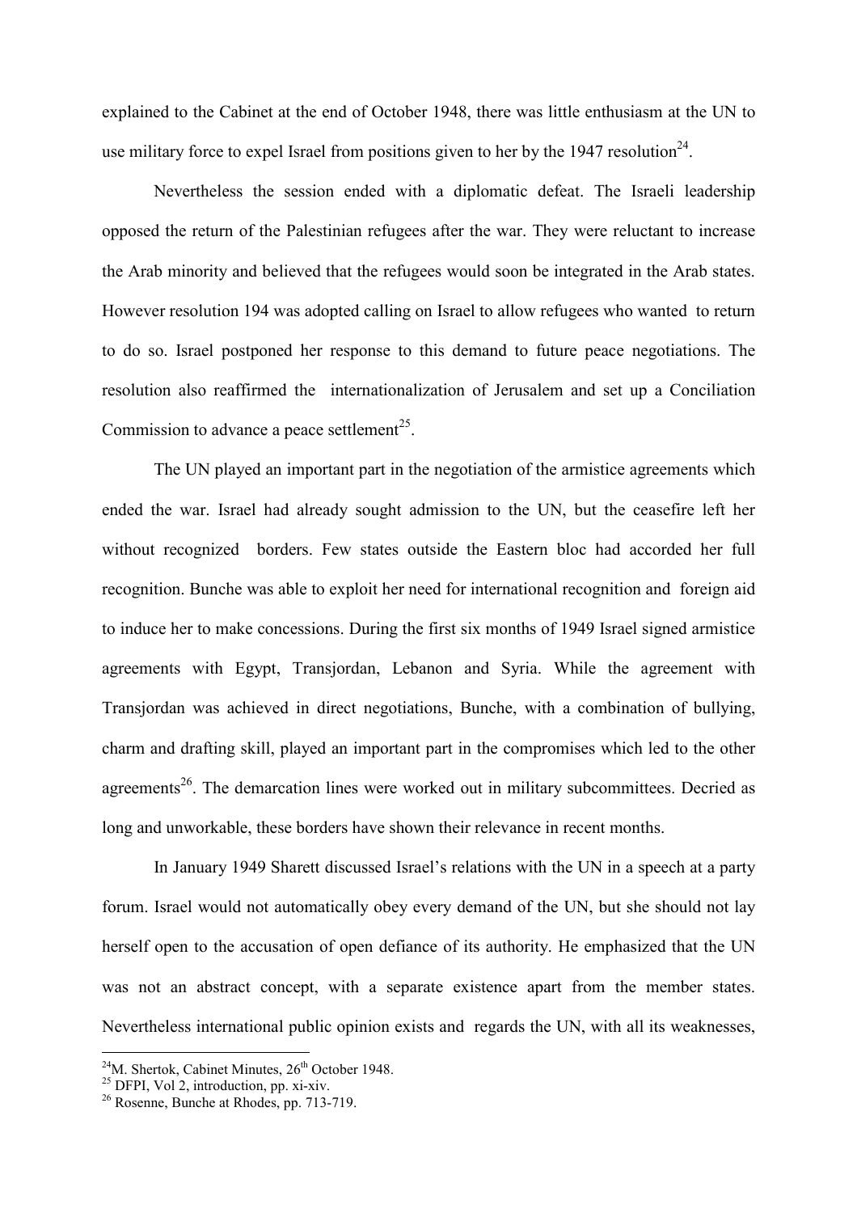explained to the Cabinet at the end of October 1948, there was little enthusiasm at the UN to use military force to expel Israel from positions given to her by the 1947 resolution[24].

Nevertheless the session ended with a diplomatic defeat. The Israeli leadership opposed the return of the Palestinian refugees after the war. They were reluctant to increase the Arab minority and believed that the refugees would soon be integrated in the Arab states. However resolution 194 was adopted calling on Israel to allow refugees who wanted to return to do so. Israel postponed her response to this demand to future peace negotiations. The resolution also reaffirmed the internationalization of Jerusalem and set up a Conciliation Commission to advance a peace settlement[25].

The UN played an important part in the negotiation of the armistice agreements which ended the war. Israel had already sought admission to the UN, but the ceasefire left her without recognized borders. Few states outside the Eastern bloc had accorded her full recognition. Bunche was able to exploit her need for international recognition and foreign aid to induce her to make concessions. During the first six months of 1949 Israel signed armistice agreements with Egypt, Transjordan, Lebanon and Syria. While the agreement with Transjordan was achieved in direct negotiations, Bunche, with a combination of bullying, charm and drafting skill, played an important part in the compromises which led to the other agreements[26]. The demarcation lines were worked out in military subcommittees. Decried as long and unworkable, these borders have shown their relevance in recent months.

In January 1949 Sharett discussed Israel's relations with the UN in a speech at a party forum. Israel would not automatically obey every demand of the UN, but she should not lay herself open to the accusation of open defiance of its authority. He emphasized that the UN was not an abstract concept, with a separate existence apart from the member states. Nevertheless international public opinion exists and regards the UN, with all its weaknesses,

---

[24] M. Shertok, Cabinet Minutes, 26th October 1948.
[25] DFPI, Vol 2, introduction, pp. xi-xiv.
[26] Rosenne, Bunche at Rhodes, pp. 713-719.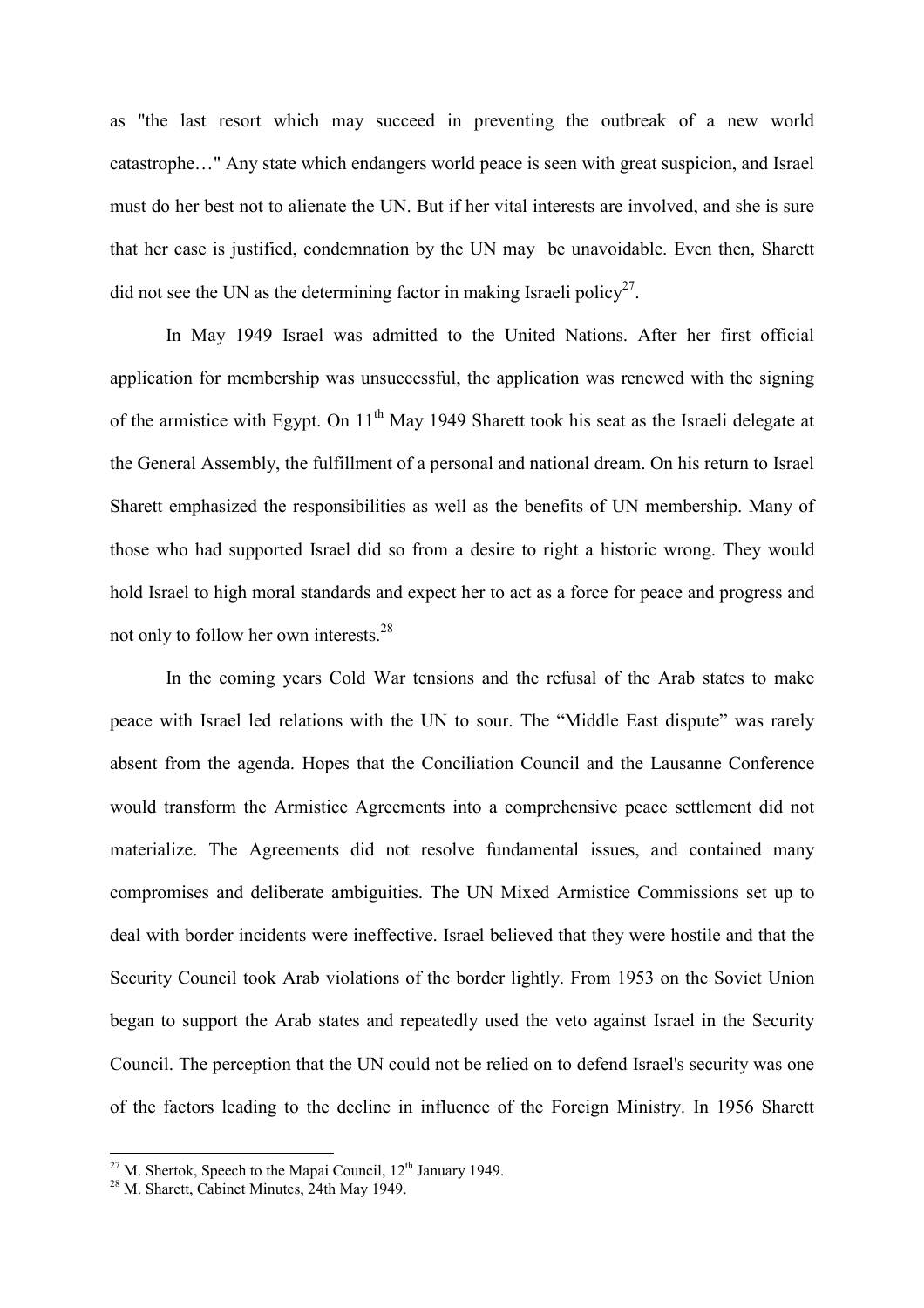as "the last resort which may succeed in preventing the outbreak of a new world catastrophe…" Any state which endangers world peace is seen with great suspicion, and Israel must do her best not to alienate the UN. But if her vital interests are involved, and she is sure that her case is justified, condemnation by the UN may be unavoidable. Even then, Sharett did not see the UN as the determining factor in making Israeli policy[27].

In May 1949 Israel was admitted to the United Nations. After her first official application for membership was unsuccessful, the application was renewed with the signing of the armistice with Egypt. On 11th May 1949 Sharett took his seat as the Israeli delegate at the General Assembly, the fulfillment of a personal and national dream. On his return to Israel Sharett emphasized the responsibilities as well as the benefits of UN membership. Many of those who had supported Israel did so from a desire to right a historic wrong. They would hold Israel to high moral standards and expect her to act as a force for peace and progress and not only to follow her own interests.[28]

In the coming years Cold War tensions and the refusal of the Arab states to make peace with Israel led relations with the UN to sour. The "Middle East dispute" was rarely absent from the agenda. Hopes that the Conciliation Council and the Lausanne Conference would transform the Armistice Agreements into a comprehensive peace settlement did not materialize. The Agreements did not resolve fundamental issues, and contained many compromises and deliberate ambiguities. The UN Mixed Armistice Commissions set up to deal with border incidents were ineffective. Israel believed that they were hostile and that the Security Council took Arab violations of the border lightly. From 1953 on the Soviet Union began to support the Arab states and repeatedly used the veto against Israel in the Security Council. The perception that the UN could not be relied on to defend Israel's security was one of the factors leading to the decline in influence of the Foreign Ministry. In 1956 Sharett

[27] M. Shertok, Speech to the Mapai Council, 12th January 1949.

[28] M. Sharett, Cabinet Minutes, 24th May 1949.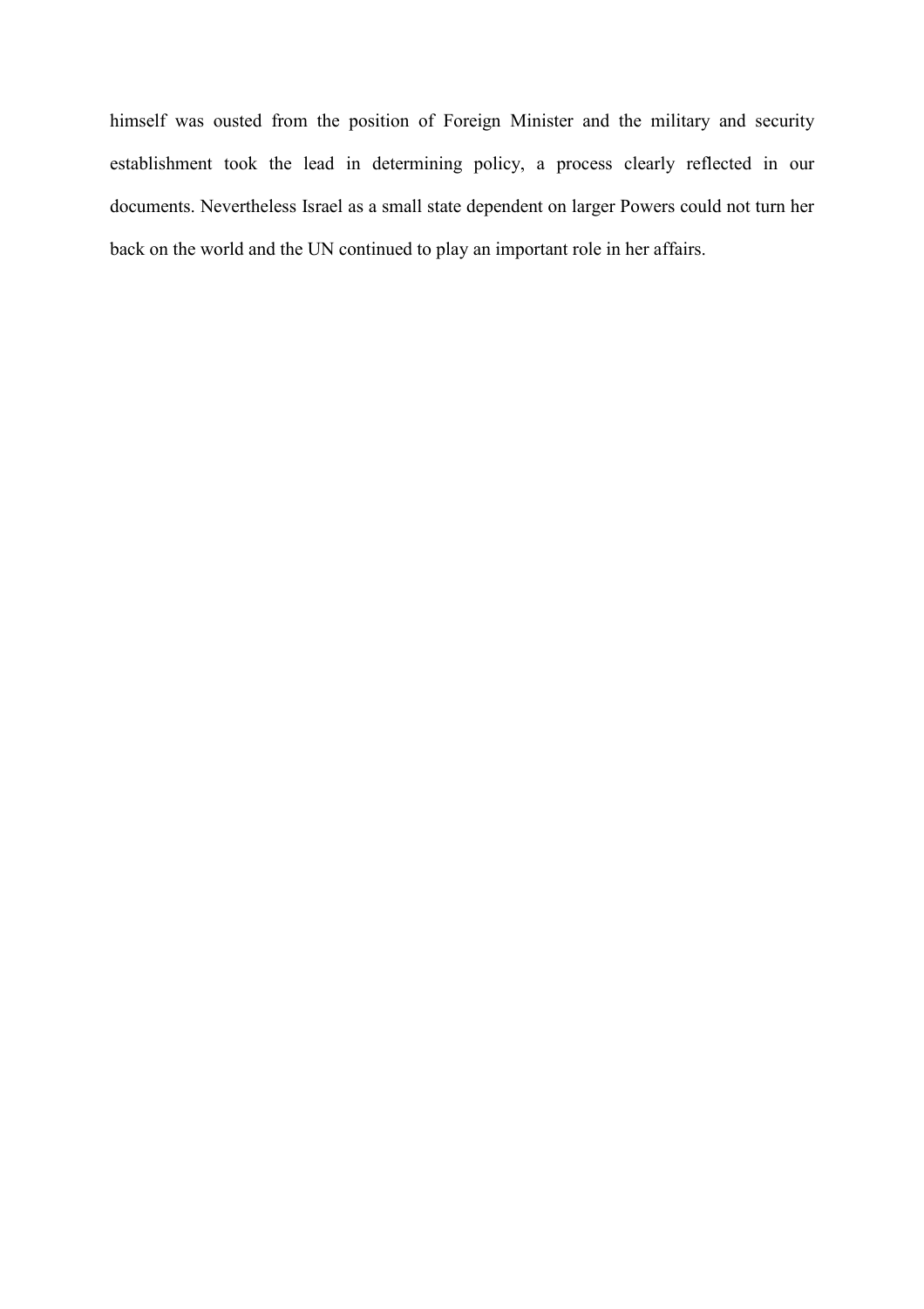himself was ousted from the position of Foreign Minister and the military and security establishment took the lead in determining policy, a process clearly reflected in our documents. Nevertheless Israel as a small state dependent on larger Powers could not turn her back on the world and the UN continued to play an important role in her affairs.